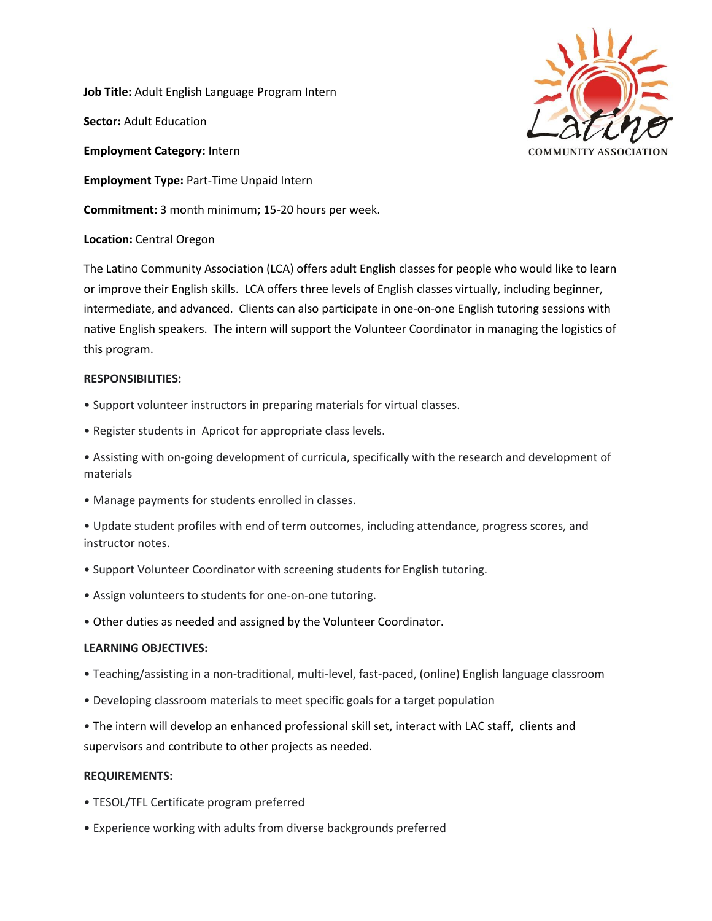**Job Title:** Adult English Language Program Intern

**Sector:** Adult Education

**Employment Category:** Intern

**Employment Type:** Part-Time Unpaid Intern

**Commitment:** 3 month minimum; 15-20 hours per week.

**Location:** Central Oregon

The Latino Community Association (LCA) offers adult English classes for people who would like to learn or improve their English skills. LCA offers three levels of English classes virtually, including beginner, intermediate, and advanced. Clients can also participate in one-on-one English tutoring sessions with native English speakers. The intern will support the Volunteer Coordinator in managing the logistics of this program.

**RESPONSIBILITIES:**

- Support volunteer instructors in preparing materials for virtual classes.
- Register students in Apricot for appropriate class levels.
- Assisting with on-going development of curricula, specifically with the research and development of materials
- Manage payments for students enrolled in classes.
- Update student profiles with end of term outcomes, including attendance, progress scores, and instructor notes.
- Support Volunteer Coordinator with screening students for English tutoring.
- Assign volunteers to students for one-on-one tutoring.
- Other duties as needed and assigned by the Volunteer Coordinator.

**LEARNING OBJECTIVES:**

- Teaching/assisting in a non-traditional, multi-level, fast-paced, (online) English language classroom
- Developing classroom materials to meet specific goals for a target population
- The intern will develop an enhanced professional skill set, interact with LAC staff, clients and supervisors and contribute to other projects as needed.

**REQUIREMENTS:**

- TESOL/TFL Certificate program preferred
- Experience working with adults from diverse backgrounds preferred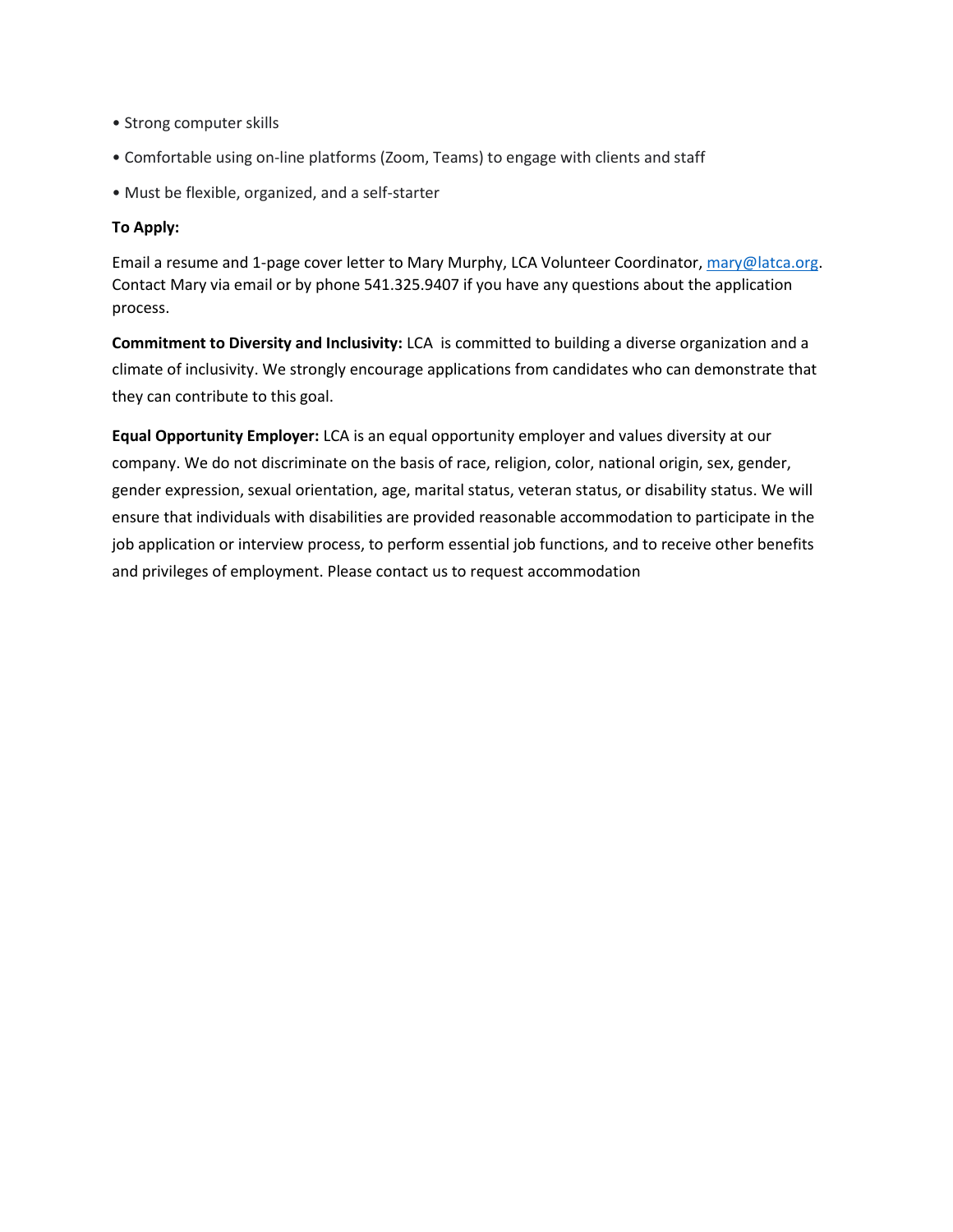- Strong computer skills
- Comfortable using on-line platforms (Zoom, Teams) to engage with clients and staff
- Must be flexible, organized, and a self-starter

**To Apply:**

Email a resume and 1-page cover letter to Mary Murphy, LCA Volunteer Coordinator, mary@latca.org. Contact Mary via email or by phone 541.325.9407 if you have any questions about the application process.

**Commitment to Diversity and Inclusivity:** LCA is committed to building a diverse organization and a climate of inclusivity. We strongly encourage applications from candidates who can demonstrate that they can contribute to this goal.

**Equal Opportunity Employer:** LCA is an equal opportunity employer and values diversity at our company. We do not discriminate on the basis of race, religion, color, national origin, sex, gender, gender expression, sexual orientation, age, marital status, veteran status, or disability status. We will ensure that individuals with disabilities are provided reasonable accommodation to participate in the job application or interview process, to perform essential job functions, and to receive other benefits and privileges of employment. Please contact us to request accommodation